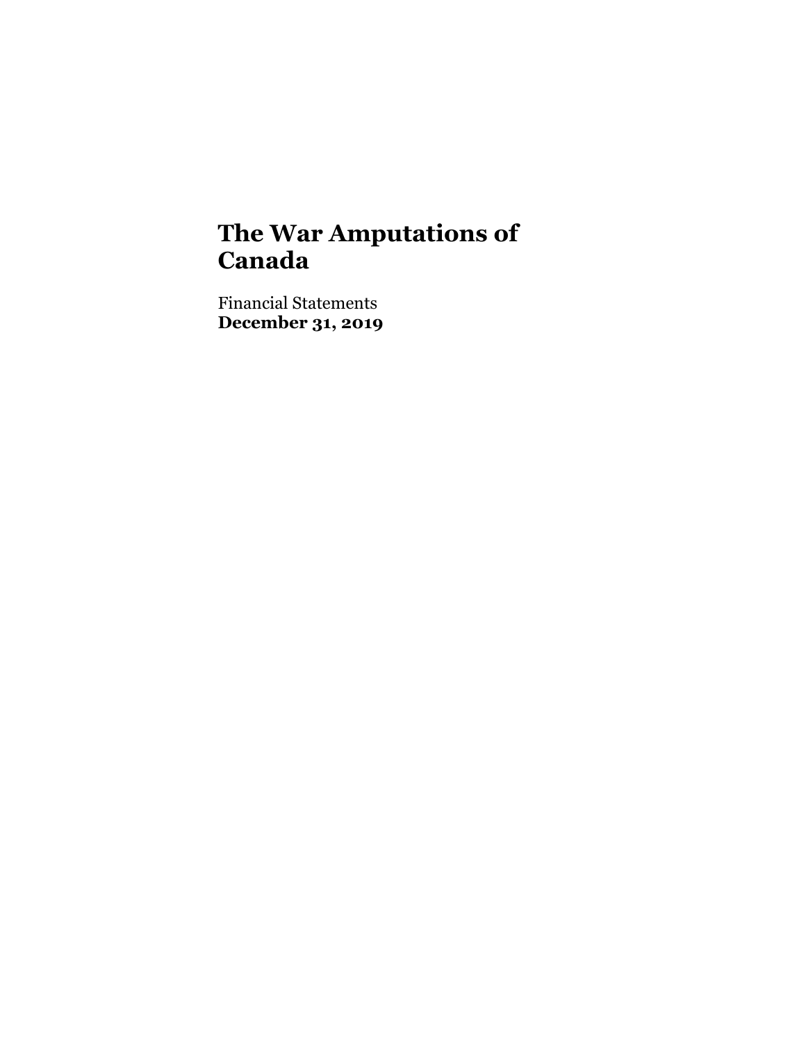# The War Amputations of Canada

Financial Statements
**December 31, 2019**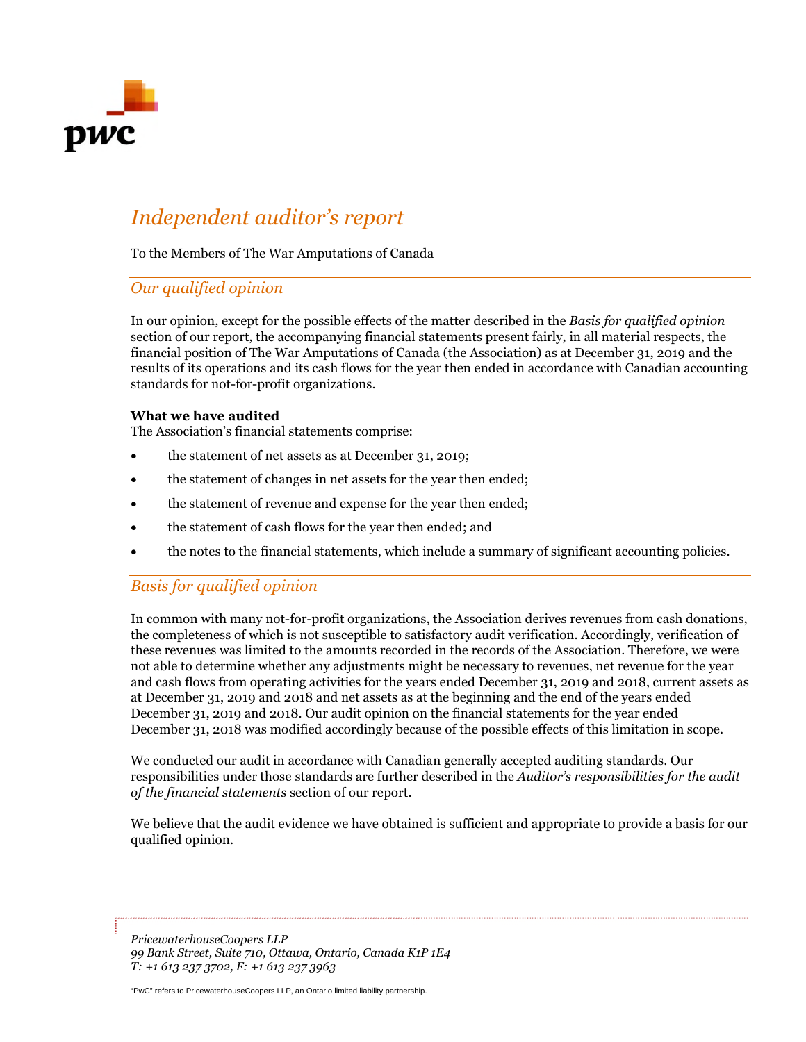# *Independent auditor's report*

To the Members of The War Amputations of Canada

## *Our qualified opinion*

In our opinion, except for the possible effects of the matter described in the *Basis for qualified opinion* section of our report, the accompanying financial statements present fairly, in all material respects, the financial position of The War Amputations of Canada (the Association) as at December 31, 2019 and the results of its operations and its cash flows for the year then ended in accordance with Canadian accounting standards for not-for-profit organizations.

**What we have audited**

The Association's financial statements comprise:

- the statement of net assets as at December 31, 2019;
- the statement of changes in net assets for the year then ended;
- the statement of revenue and expense for the year then ended;
- the statement of cash flows for the year then ended; and
- the notes to the financial statements, which include a summary of significant accounting policies.

## *Basis for qualified opinion*

In common with many not-for-profit organizations, the Association derives revenues from cash donations, the completeness of which is not susceptible to satisfactory audit verification. Accordingly, verification of these revenues was limited to the amounts recorded in the records of the Association. Therefore, we were not able to determine whether any adjustments might be necessary to revenues, net revenue for the year and cash flows from operating activities for the years ended December 31, 2019 and 2018, current assets as at December 31, 2019 and 2018 and net assets as at the beginning and the end of the years ended December 31, 2019 and 2018. Our audit opinion on the financial statements for the year ended December 31, 2018 was modified accordingly because of the possible effects of this limitation in scope.

We conducted our audit in accordance with Canadian generally accepted auditing standards. Our responsibilities under those standards are further described in the *Auditor's responsibilities for the audit of the financial statements* section of our report.

We believe that the audit evidence we have obtained is sufficient and appropriate to provide a basis for our qualified opinion.

*PricewaterhouseCoopers LLP*
*99 Bank Street, Suite 710, Ottawa, Ontario, Canada K1P 1E4*
*T: +1 613 237 3702, F: +1 613 237 3963*

"PwC" refers to PricewaterhouseCoopers LLP, an Ontario limited liability partnership.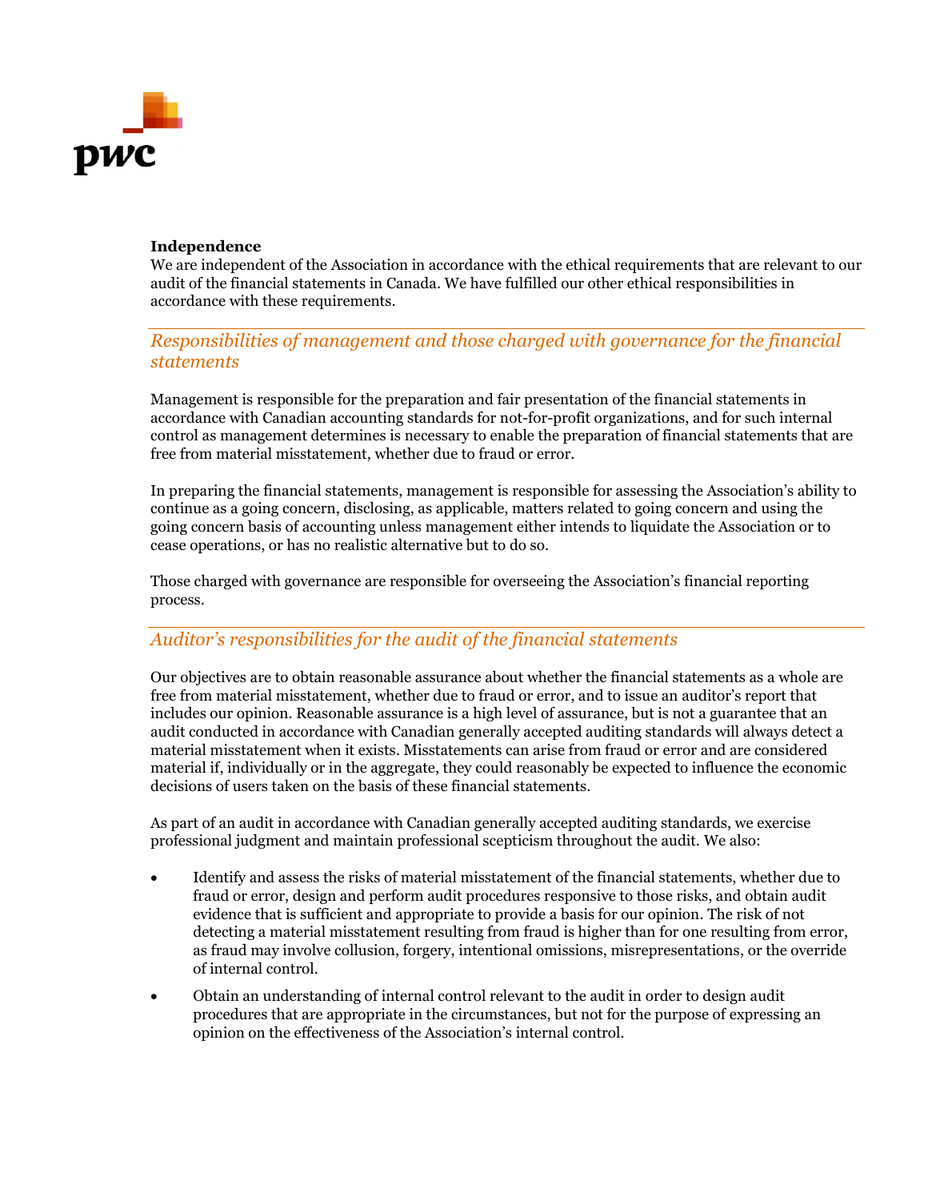**Independence**
We are independent of the Association in accordance with the ethical requirements that are relevant to our audit of the financial statements in Canada. We have fulfilled our other ethical responsibilities in accordance with these requirements.

## *Responsibilities of management and those charged with governance for the financial statements*

Management is responsible for the preparation and fair presentation of the financial statements in accordance with Canadian accounting standards for not-for-profit organizations, and for such internal control as management determines is necessary to enable the preparation of financial statements that are free from material misstatement, whether due to fraud or error.

In preparing the financial statements, management is responsible for assessing the Association's ability to continue as a going concern, disclosing, as applicable, matters related to going concern and using the going concern basis of accounting unless management either intends to liquidate the Association or to cease operations, or has no realistic alternative but to do so.

Those charged with governance are responsible for overseeing the Association's financial reporting process.

## *Auditor's responsibilities for the audit of the financial statements*

Our objectives are to obtain reasonable assurance about whether the financial statements as a whole are free from material misstatement, whether due to fraud or error, and to issue an auditor's report that includes our opinion. Reasonable assurance is a high level of assurance, but is not a guarantee that an audit conducted in accordance with Canadian generally accepted auditing standards will always detect a material misstatement when it exists. Misstatements can arise from fraud or error and are considered material if, individually or in the aggregate, they could reasonably be expected to influence the economic decisions of users taken on the basis of these financial statements.

As part of an audit in accordance with Canadian generally accepted auditing standards, we exercise professional judgment and maintain professional scepticism throughout the audit. We also:

- Identify and assess the risks of material misstatement of the financial statements, whether due to fraud or error, design and perform audit procedures responsive to those risks, and obtain audit evidence that is sufficient and appropriate to provide a basis for our opinion. The risk of not detecting a material misstatement resulting from fraud is higher than for one resulting from error, as fraud may involve collusion, forgery, intentional omissions, misrepresentations, or the override of internal control.
- Obtain an understanding of internal control relevant to the audit in order to design audit procedures that are appropriate in the circumstances, but not for the purpose of expressing an opinion on the effectiveness of the Association's internal control.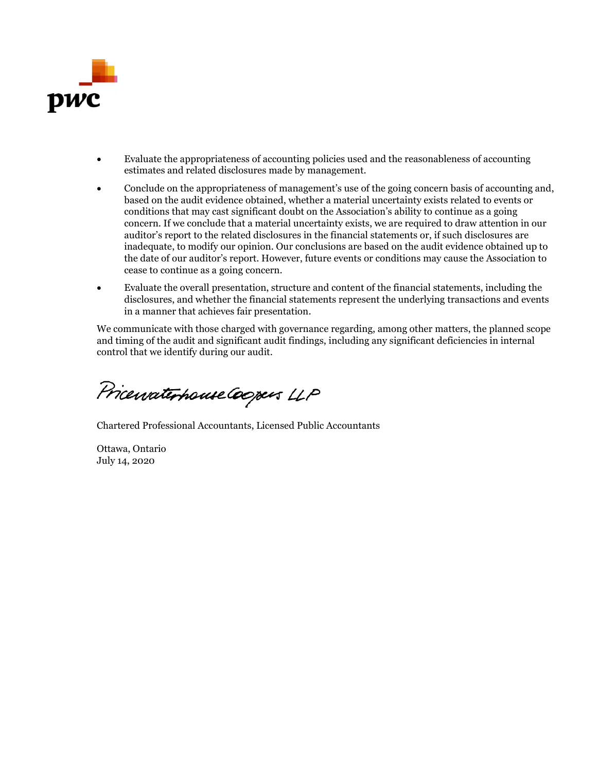- Evaluate the appropriateness of accounting policies used and the reasonableness of accounting estimates and related disclosures made by management.
- Conclude on the appropriateness of management's use of the going concern basis of accounting and, based on the audit evidence obtained, whether a material uncertainty exists related to events or conditions that may cast significant doubt on the Association's ability to continue as a going concern. If we conclude that a material uncertainty exists, we are required to draw attention in our auditor's report to the related disclosures in the financial statements or, if such disclosures are inadequate, to modify our opinion. Our conclusions are based on the audit evidence obtained up to the date of our auditor's report. However, future events or conditions may cause the Association to cease to continue as a going concern.
- Evaluate the overall presentation, structure and content of the financial statements, including the disclosures, and whether the financial statements represent the underlying transactions and events in a manner that achieves fair presentation.

We communicate with those charged with governance regarding, among other matters, the planned scope and timing of the audit and significant audit findings, including any significant deficiencies in internal control that we identify during our audit.

PricewaterhouseCoopers LLP

Chartered Professional Accountants, Licensed Public Accountants

Ottawa, Ontario
July 14, 2020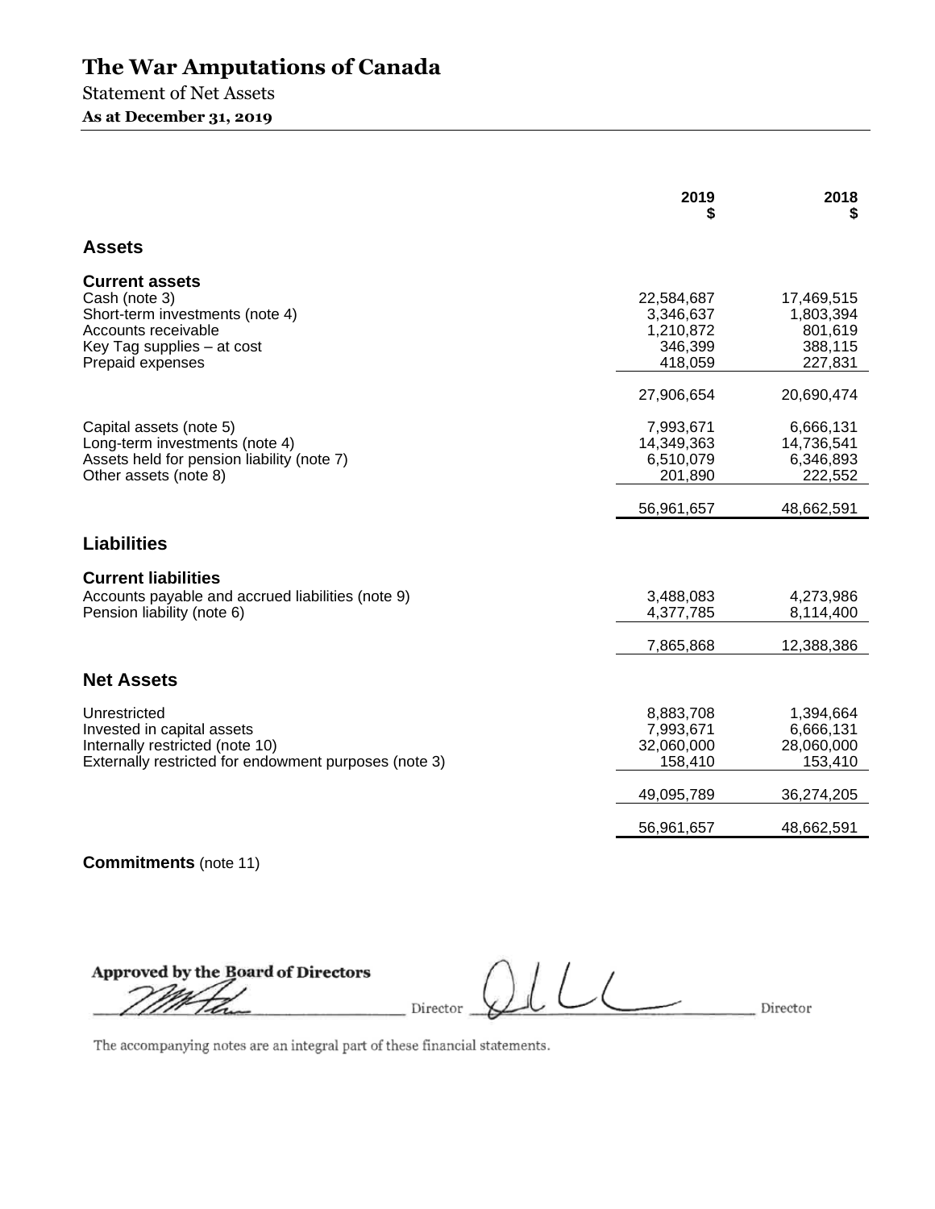# The War Amputations of Canada

Statement of Net Assets

**As at December 31, 2019**

| | 2019<br>$ | 2018<br>$ |
|---|---|---|
| **Assets** | | |
| **Current assets** | | |
| Cash (note 3) | 22,584,687 | 17,469,515 |
| Short-term investments (note 4) | 3,346,637 | 1,803,394 |
| Accounts receivable | 1,210,872 | 801,619 |
| Key Tag supplies – at cost | 346,399 | 388,115 |
| Prepaid expenses | 418,059 | 227,831 |
| | 27,906,654 | 20,690,474 |
| Capital assets (note 5) | 7,993,671 | 6,666,131 |
| Long-term investments (note 4) | 14,349,363 | 14,736,541 |
| Assets held for pension liability (note 7) | 6,510,079 | 6,346,893 |
| Other assets (note 8) | 201,890 | 222,552 |
| | 56,961,657 | 48,662,591 |
| **Liabilities** | | |
| **Current liabilities** | | |
| Accounts payable and accrued liabilities (note 9) | 3,488,083 | 4,273,986 |
| Pension liability (note 6) | 4,377,785 | 8,114,400 |
| | 7,865,868 | 12,388,386 |
| **Net Assets** | | |
| Unrestricted | 8,883,708 | 1,394,664 |
| Invested in capital assets | 7,993,671 | 6,666,131 |
| Internally restricted (note 10) | 32,060,000 | 28,060,000 |
| Externally restricted for endowment purposes (note 3) | 158,410 | 153,410 |
| | 49,095,789 | 36,274,205 |
| | 56,961,657 | 48,662,591 |

**Commitments** (note 11)

**Approved by the Board of Directors**

_________________ Director _________________ Director

The accompanying notes are an integral part of these financial statements.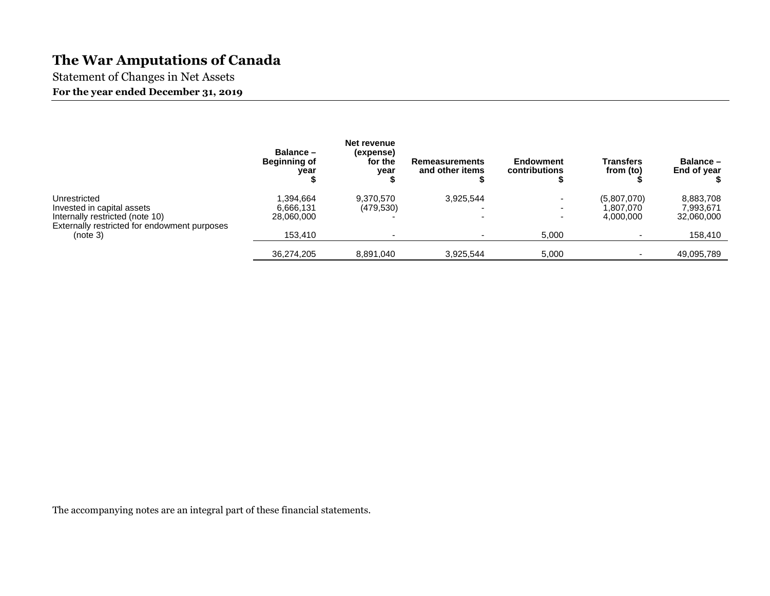# The War Amputations of Canada

Statement of Changes in Net Assets

**For the year ended December 31, 2019**

| | Balance – Beginning of year $ | Net revenue (expense) for the year $ | Remeasurements and other items $ | Endowment contributions $ | Transfers from (to) $ | Balance – End of year $ |
|---|---|---|---|---|---|---|
| Unrestricted | 1,394,664 | 9,370,570 | 3,925,544 | - | (5,807,070) | 8,883,708 |
| Invested in capital assets | 6,666,131 | (479,530) | - | - | 1,807,070 | 7,993,671 |
| Internally restricted (note 10) | 28,060,000 | - | - | - | 4,000,000 | 32,060,000 |
| Externally restricted for endowment purposes (note 3) | 153,410 | - | - | 5,000 | - | 158,410 |
| | 36,274,205 | 8,891,040 | 3,925,544 | 5,000 | - | 49,095,789 |

The accompanying notes are an integral part of these financial statements.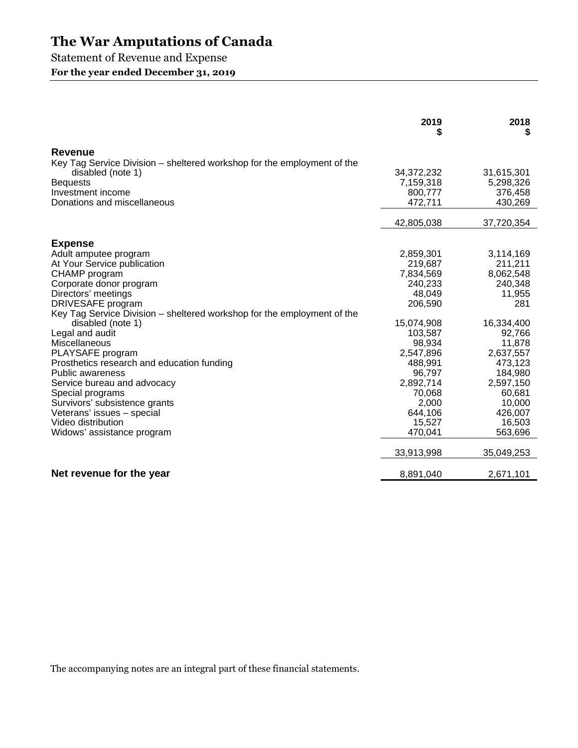# The War Amputations of Canada

Statement of Revenue and Expense

**For the year ended December 31, 2019**

| | 2019<br>$ | 2018<br>$ |
|---|---|---|
| **Revenue** | | |
| Key Tag Service Division – sheltered workshop for the employment of the disabled (note 1) | 34,372,232 | 31,615,301 |
| Bequests | 7,159,318 | 5,298,326 |
| Investment income | 800,777 | 376,458 |
| Donations and miscellaneous | 472,711 | 430,269 |
| | 42,805,038 | 37,720,354 |
| **Expense** | | |
| Adult amputee program | 2,859,301 | 3,114,169 |
| At Your Service publication | 219,687 | 211,211 |
| CHAMP program | 7,834,569 | 8,062,548 |
| Corporate donor program | 240,233 | 240,348 |
| Directors' meetings | 48,049 | 11,955 |
| DRIVESAFE program | 206,590 | 281 |
| Key Tag Service Division – sheltered workshop for the employment of the disabled (note 1) | 15,074,908 | 16,334,400 |
| Legal and audit | 103,587 | 92,766 |
| Miscellaneous | 98,934 | 11,878 |
| PLAYSAFE program | 2,547,896 | 2,637,557 |
| Prosthetics research and education funding | 488,991 | 473,123 |
| Public awareness | 96,797 | 184,980 |
| Service bureau and advocacy | 2,892,714 | 2,597,150 |
| Special programs | 70,068 | 60,681 |
| Survivors' subsistence grants | 2,000 | 10,000 |
| Veterans' issues – special | 644,106 | 426,007 |
| Video distribution | 15,527 | 16,503 |
| Widows' assistance program | 470,041 | 563,696 |
| | 33,913,998 | 35,049,253 |
| **Net revenue for the year** | 8,891,040 | 2,671,101 |

The accompanying notes are an integral part of these financial statements.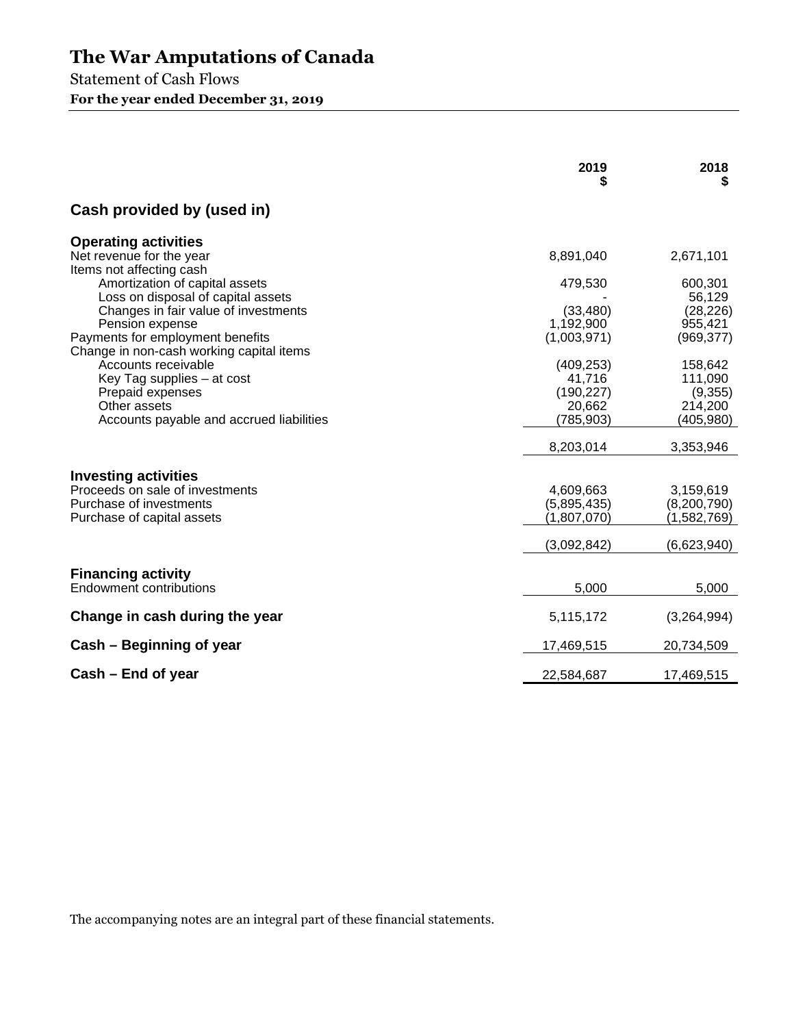# The War Amputations of Canada

Statement of Cash Flows

**For the year ended December 31, 2019**

| | 2019 $ | 2018 $ |
|---|---|---|
| **Cash provided by (used in)** | | |
| **Operating activities** | | |
| Net revenue for the year | 8,891,040 | 2,671,101 |
| Items not affecting cash | | |
| Amortization of capital assets | 479,530 | 600,301 |
| Loss on disposal of capital assets | - | 56,129 |
| Changes in fair value of investments | (33,480) | (28,226) |
| Pension expense | 1,192,900 | 955,421 |
| Payments for employment benefits | (1,003,971) | (969,377) |
| Change in non-cash working capital items | | |
| Accounts receivable | (409,253) | 158,642 |
| Key Tag supplies – at cost | 41,716 | 111,090 |
| Prepaid expenses | (190,227) | (9,355) |
| Other assets | 20,662 | 214,200 |
| Accounts payable and accrued liabilities | (785,903) | (405,980) |
| | 8,203,014 | 3,353,946 |
| **Investing activities** | | |
| Proceeds on sale of investments | 4,609,663 | 3,159,619 |
| Purchase of investments | (5,895,435) | (8,200,790) |
| Purchase of capital assets | (1,807,070) | (1,582,769) |
| | (3,092,842) | (6,623,940) |
| **Financing activity** | | |
| Endowment contributions | 5,000 | 5,000 |
| **Change in cash during the year** | 5,115,172 | (3,264,994) |
| **Cash – Beginning of year** | 17,469,515 | 20,734,509 |
| **Cash – End of year** | 22,584,687 | 17,469,515 |

The accompanying notes are an integral part of these financial statements.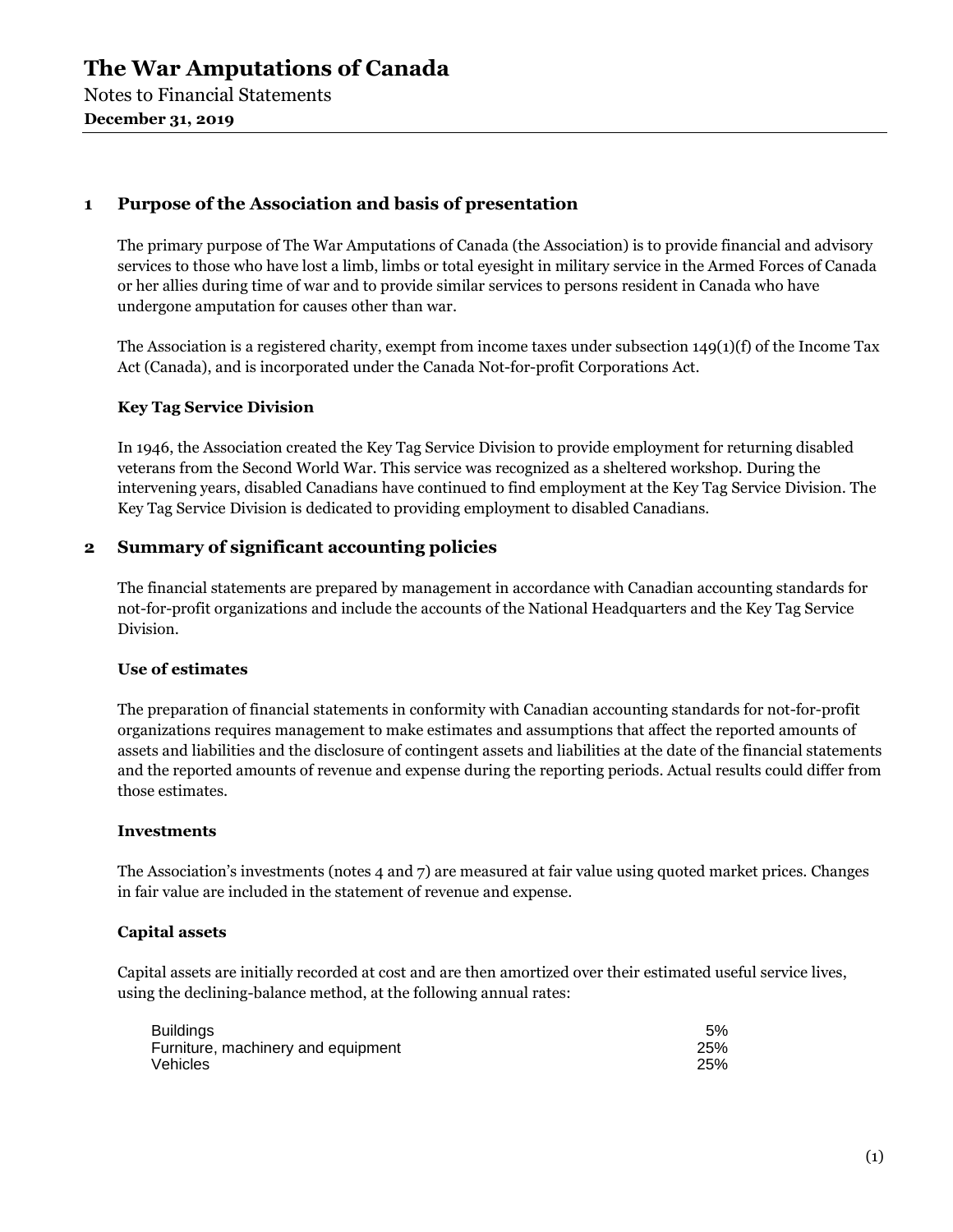# The War Amputations of Canada

Notes to Financial Statements

**December 31, 2019**

## 1 Purpose of the Association and basis of presentation

The primary purpose of The War Amputations of Canada (the Association) is to provide financial and advisory services to those who have lost a limb, limbs or total eyesight in military service in the Armed Forces of Canada or her allies during time of war and to provide similar services to persons resident in Canada who have undergone amputation for causes other than war.

The Association is a registered charity, exempt from income taxes under subsection 149(1)(f) of the Income Tax Act (Canada), and is incorporated under the Canada Not-for-profit Corporations Act.

### Key Tag Service Division

In 1946, the Association created the Key Tag Service Division to provide employment for returning disabled veterans from the Second World War. This service was recognized as a sheltered workshop. During the intervening years, disabled Canadians have continued to find employment at the Key Tag Service Division. The Key Tag Service Division is dedicated to providing employment to disabled Canadians.

## 2 Summary of significant accounting policies

The financial statements are prepared by management in accordance with Canadian accounting standards for not-for-profit organizations and include the accounts of the National Headquarters and the Key Tag Service Division.

### Use of estimates

The preparation of financial statements in conformity with Canadian accounting standards for not-for-profit organizations requires management to make estimates and assumptions that affect the reported amounts of assets and liabilities and the disclosure of contingent assets and liabilities at the date of the financial statements and the reported amounts of revenue and expense during the reporting periods. Actual results could differ from those estimates.

### Investments

The Association's investments (notes 4 and 7) are measured at fair value using quoted market prices. Changes in fair value are included in the statement of revenue and expense.

### Capital assets

Capital assets are initially recorded at cost and are then amortized over their estimated useful service lives, using the declining-balance method, at the following annual rates:

| | |
|---|---|
| Buildings | 5% |
| Furniture, machinery and equipment | 25% |
| Vehicles | 25% |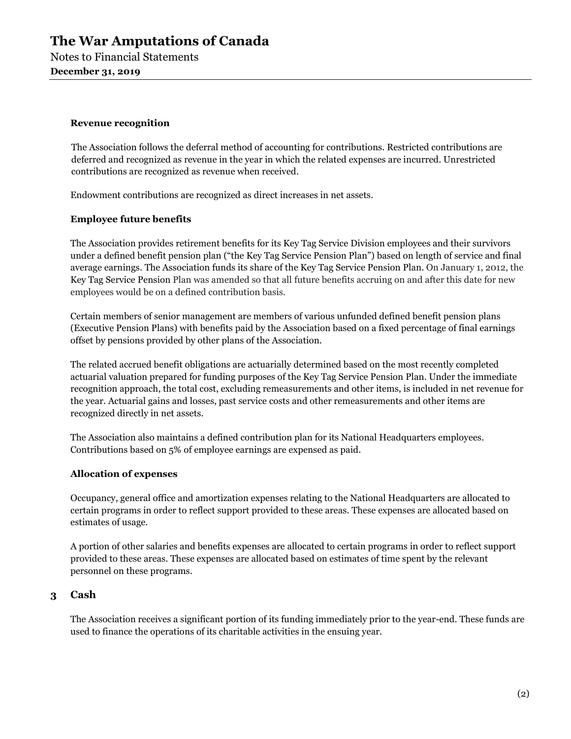#### Revenue recognition

The Association follows the deferral method of accounting for contributions. Restricted contributions are deferred and recognized as revenue in the year in which the related expenses are incurred. Unrestricted contributions are recognized as revenue when received.

Endowment contributions are recognized as direct increases in net assets.

#### Employee future benefits

The Association provides retirement benefits for its Key Tag Service Division employees and their survivors under a defined benefit pension plan ("the Key Tag Service Pension Plan") based on length of service and final average earnings. The Association funds its share of the Key Tag Service Pension Plan. On January 1, 2012, the Key Tag Service Pension Plan was amended so that all future benefits accruing on and after this date for new employees would be on a defined contribution basis.

Certain members of senior management are members of various unfunded defined benefit pension plans (Executive Pension Plans) with benefits paid by the Association based on a fixed percentage of final earnings offset by pensions provided by other plans of the Association.

The related accrued benefit obligations are actuarially determined based on the most recently completed actuarial valuation prepared for funding purposes of the Key Tag Service Pension Plan. Under the immediate recognition approach, the total cost, excluding remeasurements and other items, is included in net revenue for the year. Actuarial gains and losses, past service costs and other remeasurements and other items are recognized directly in net assets.

The Association also maintains a defined contribution plan for its National Headquarters employees. Contributions based on 5% of employee earnings are expensed as paid.

#### Allocation of expenses

Occupancy, general office and amortization expenses relating to the National Headquarters are allocated to certain programs in order to reflect support provided to these areas. These expenses are allocated based on estimates of usage.

A portion of other salaries and benefits expenses are allocated to certain programs in order to reflect support provided to these areas. These expenses are allocated based on estimates of time spent by the relevant personnel on these programs.

## 3 Cash

The Association receives a significant portion of its funding immediately prior to the year-end. These funds are used to finance the operations of its charitable activities in the ensuing year.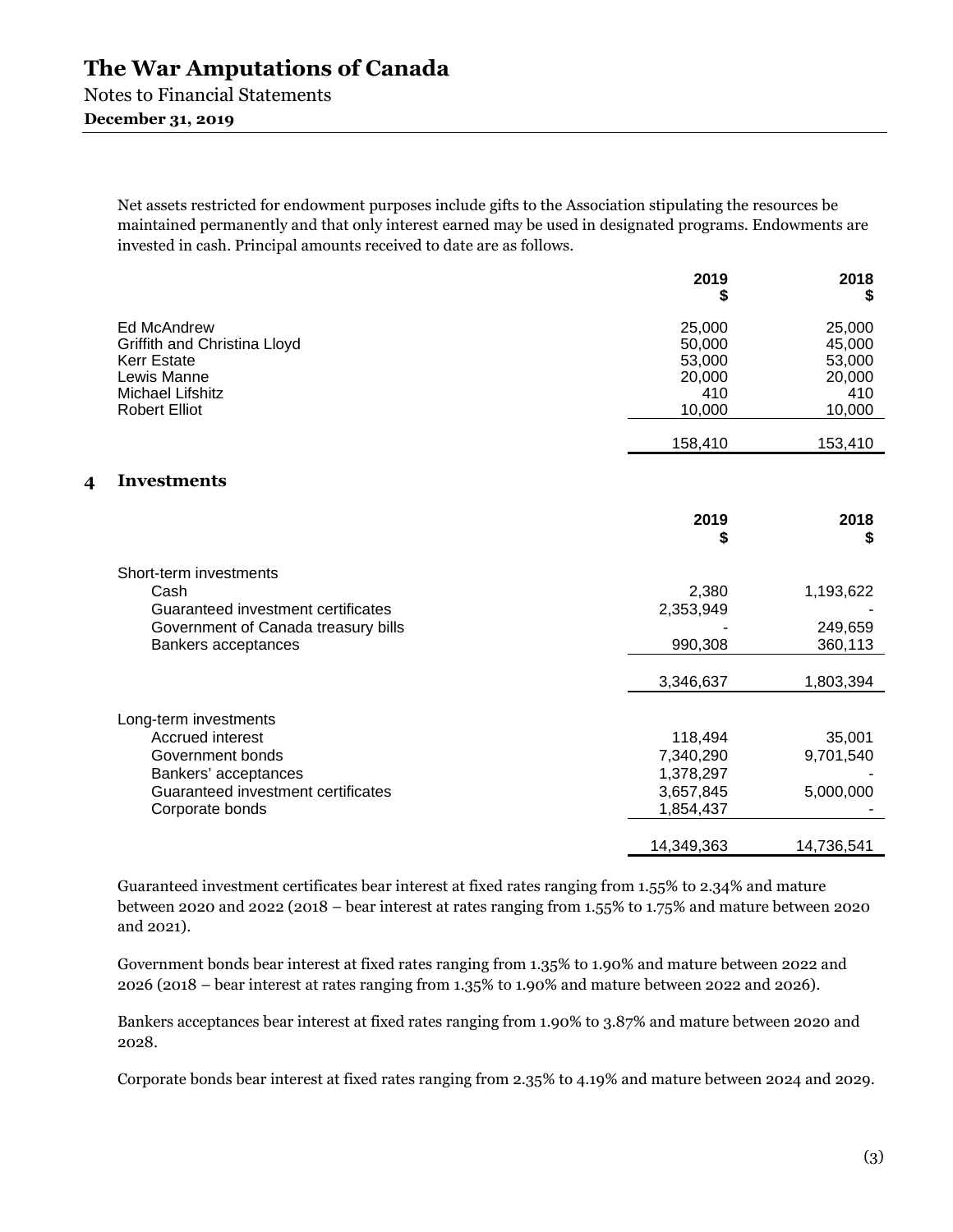Net assets restricted for endowment purposes include gifts to the Association stipulating the resources be maintained permanently and that only interest earned may be used in designated programs. Endowments are invested in cash. Principal amounts received to date are as follows.

| | 2019<br>$ | 2018<br>$ |
|---|---|---|
| Ed McAndrew | 25,000 | 25,000 |
| Griffith and Christina Lloyd | 50,000 | 45,000 |
| Kerr Estate | 53,000 | 53,000 |
| Lewis Manne | 20,000 | 20,000 |
| Michael Lifshitz | 410 | 410 |
| Robert Elliot | 10,000 | 10,000 |
| | 158,410 | 153,410 |

## 4 Investments

| | 2019<br>$ | 2018<br>$ |
|---|---|---|
| Short-term investments | | |
| Cash | 2,380 | 1,193,622 |
| Guaranteed investment certificates | 2,353,949 | - |
| Government of Canada treasury bills | - | 249,659 |
| Bankers acceptances | 990,308 | 360,113 |
| | 3,346,637 | 1,803,394 |
| Long-term investments | | |
| Accrued interest | 118,494 | 35,001 |
| Government bonds | 7,340,290 | 9,701,540 |
| Bankers' acceptances | 1,378,297 | - |
| Guaranteed investment certificates | 3,657,845 | 5,000,000 |
| Corporate bonds | 1,854,437 | - |
| | 14,349,363 | 14,736,541 |

Guaranteed investment certificates bear interest at fixed rates ranging from 1.55% to 2.34% and mature between 2020 and 2022 (2018 – bear interest at rates ranging from 1.55% to 1.75% and mature between 2020 and 2021).

Government bonds bear interest at fixed rates ranging from 1.35% to 1.90% and mature between 2022 and 2026 (2018 – bear interest at rates ranging from 1.35% to 1.90% and mature between 2022 and 2026).

Bankers acceptances bear interest at fixed rates ranging from 1.90% to 3.87% and mature between 2020 and 2028.

Corporate bonds bear interest at fixed rates ranging from 2.35% to 4.19% and mature between 2024 and 2029.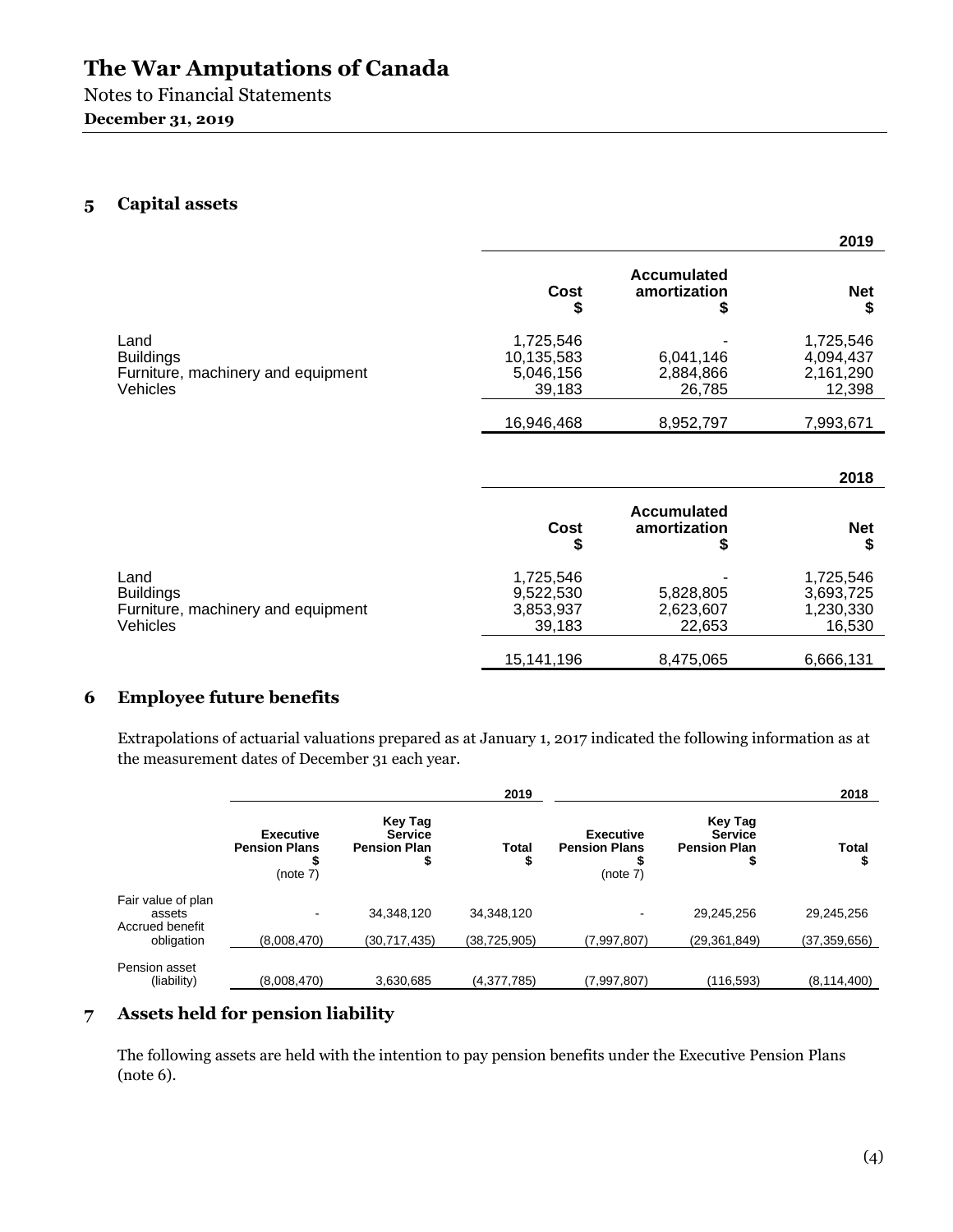# The War Amputations of Canada

Notes to Financial Statements

**December 31, 2019**

## 5 Capital assets

| | | | 2019 |
|---|---|---|---|
| | Cost<br>$ | Accumulated amortization<br>$ | Net<br>$ |
| Land | 1,725,546 | - | 1,725,546 |
| Buildings | 10,135,583 | 6,041,146 | 4,094,437 |
| Furniture, machinery and equipment | 5,046,156 | 2,884,866 | 2,161,290 |
| Vehicles | 39,183 | 26,785 | 12,398 |
| | 16,946,468 | 8,952,797 | 7,993,671 |

| | | | 2018 |
|---|---|---|---|
| | Cost<br>$ | Accumulated amortization<br>$ | Net<br>$ |
| Land | 1,725,546 | - | 1,725,546 |
| Buildings | 9,522,530 | 5,828,805 | 3,693,725 |
| Furniture, machinery and equipment | 3,853,937 | 2,623,607 | 1,230,330 |
| Vehicles | 39,183 | 22,653 | 16,530 |
| | 15,141,196 | 8,475,065 | 6,666,131 |

## 6 Employee future benefits

Extrapolations of actuarial valuations prepared as at January 1, 2017 indicated the following information as at the measurement dates of December 31 each year.

| | | | 2019 | | | 2018 |
|---|---|---|---|---|---|---|
| | Executive Pension Plans<br>$<br>(note 7) | Key Tag Service Pension Plan<br>$ | Total<br>$ | Executive Pension Plans<br>$<br>(note 7) | Key Tag Service Pension Plan<br>$ | Total<br>$ |
| Fair value of plan assets | - | 34,348,120 | 34,348,120 | - | 29,245,256 | 29,245,256 |
| Accrued benefit obligation | (8,008,470) | (30,717,435) | (38,725,905) | (7,997,807) | (29,361,849) | (37,359,656) |
| Pension asset (liability) | (8,008,470) | 3,630,685 | (4,377,785) | (7,997,807) | (116,593) | (8,114,400) |

## 7 Assets held for pension liability

The following assets are held with the intention to pay pension benefits under the Executive Pension Plans (note 6).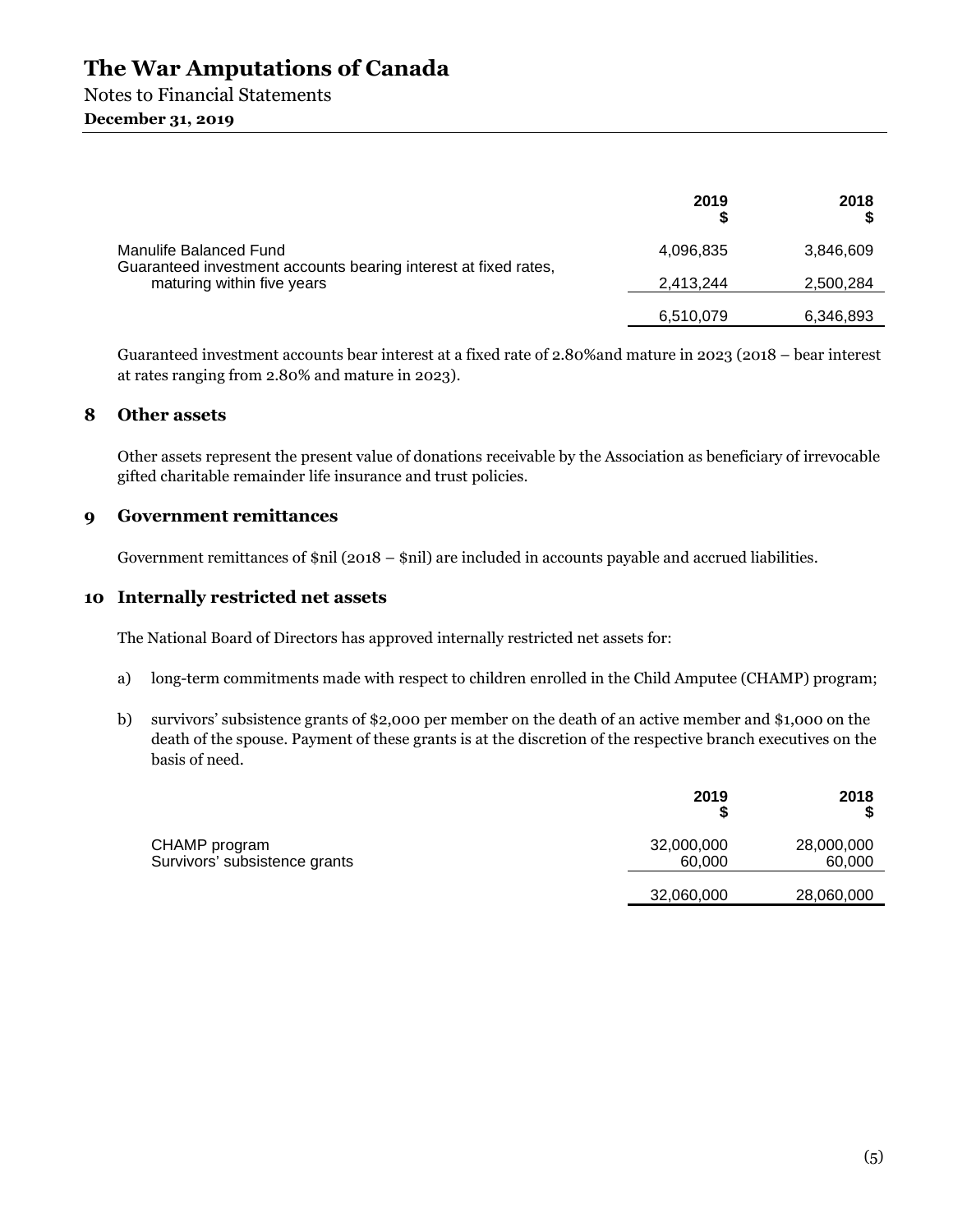| | 2019 $ | 2018 $ |
|---|---|---|
| Manulife Balanced Fund | 4,096,835 | 3,846,609 |
| Guaranteed investment accounts bearing interest at fixed rates, maturing within five years | 2,413,244 | 2,500,284 |
| | 6,510,079 | 6,346,893 |

Guaranteed investment accounts bear interest at a fixed rate of 2.80%and mature in 2023 (2018 – bear interest at rates ranging from 2.80% and mature in 2023).

## 8 Other assets

Other assets represent the present value of donations receivable by the Association as beneficiary of irrevocable gifted charitable remainder life insurance and trust policies.

## 9 Government remittances

Government remittances of $nil (2018 – $nil) are included in accounts payable and accrued liabilities.

## 10 Internally restricted net assets

The National Board of Directors has approved internally restricted net assets for:

a) long-term commitments made with respect to children enrolled in the Child Amputee (CHAMP) program;

b) survivors' subsistence grants of $2,000 per member on the death of an active member and $1,000 on the death of the spouse. Payment of these grants is at the discretion of the respective branch executives on the basis of need.

| | 2019 $ | 2018 $ |
|---|---|---|
| CHAMP program | 32,000,000 | 28,000,000 |
| Survivors' subsistence grants | 60,000 | 60,000 |
| | 32,060,000 | 28,060,000 |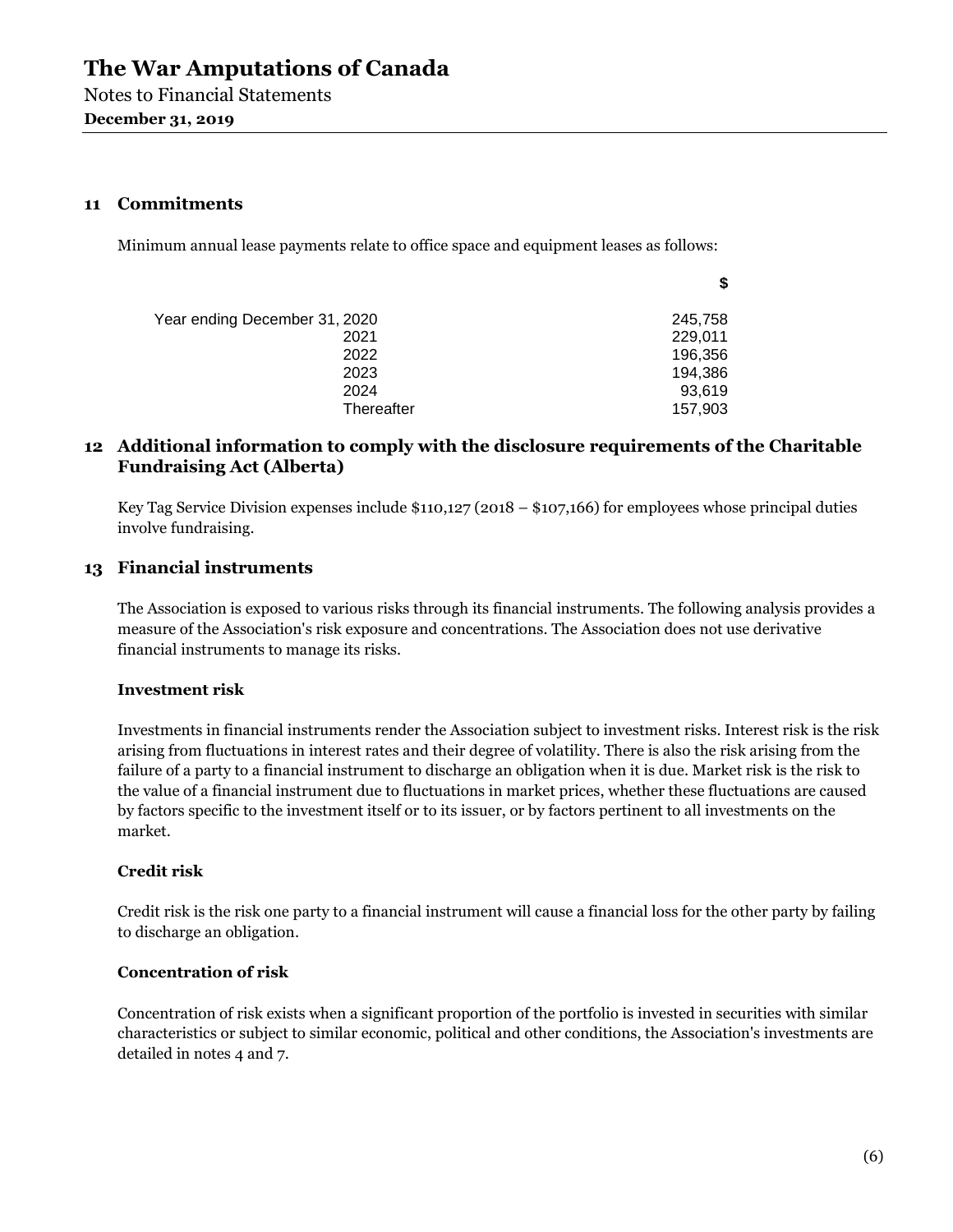## 11 Commitments

Minimum annual lease payments relate to office space and equipment leases as follows:

| | $ |
|---|---|
| Year ending December 31, 2020 | 245,758 |
| 2021 | 229,011 |
| 2022 | 196,356 |
| 2023 | 194,386 |
| 2024 | 93,619 |
| Thereafter | 157,903 |

## 12 Additional information to comply with the disclosure requirements of the Charitable Fundraising Act (Alberta)

Key Tag Service Division expenses include $110,127 (2018 – $107,166) for employees whose principal duties involve fundraising.

## 13 Financial instruments

The Association is exposed to various risks through its financial instruments. The following analysis provides a measure of the Association's risk exposure and concentrations. The Association does not use derivative financial instruments to manage its risks.

**Investment risk**

Investments in financial instruments render the Association subject to investment risks. Interest risk is the risk arising from fluctuations in interest rates and their degree of volatility. There is also the risk arising from the failure of a party to a financial instrument to discharge an obligation when it is due. Market risk is the risk to the value of a financial instrument due to fluctuations in market prices, whether these fluctuations are caused by factors specific to the investment itself or to its issuer, or by factors pertinent to all investments on the market.

**Credit risk**

Credit risk is the risk one party to a financial instrument will cause a financial loss for the other party by failing to discharge an obligation.

**Concentration of risk**

Concentration of risk exists when a significant proportion of the portfolio is invested in securities with similar characteristics or subject to similar economic, political and other conditions, the Association's investments are detailed in notes 4 and 7.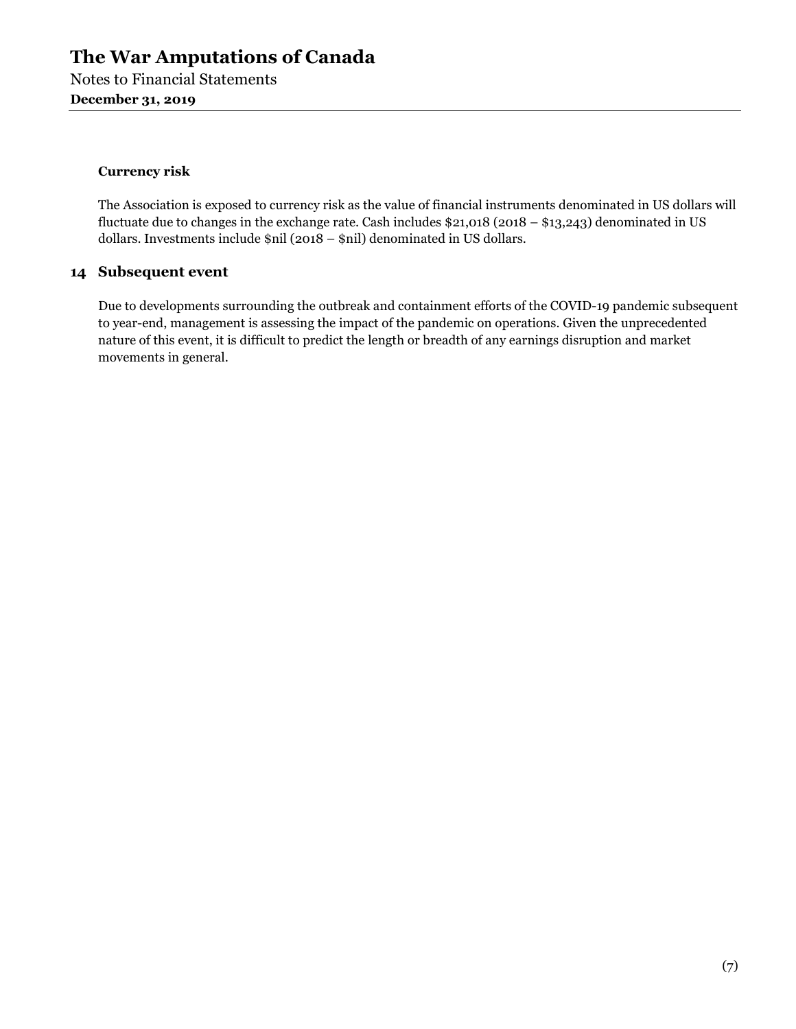### Currency risk

The Association is exposed to currency risk as the value of financial instruments denominated in US dollars will fluctuate due to changes in the exchange rate. Cash includes $21,018 (2018 – $13,243) denominated in US dollars. Investments include $nil (2018 – $nil) denominated in US dollars.

## 14 Subsequent event

Due to developments surrounding the outbreak and containment efforts of the COVID-19 pandemic subsequent to year-end, management is assessing the impact of the pandemic on operations. Given the unprecedented nature of this event, it is difficult to predict the length or breadth of any earnings disruption and market movements in general.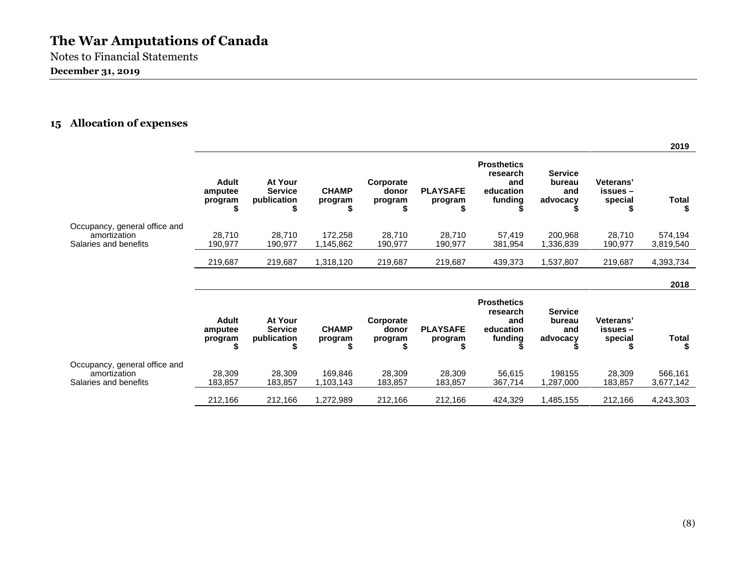# The War Amputations of Canada

Notes to Financial Statements

**December 31, 2019**

## 15 Allocation of expenses

| | | | | | | | | | **2019** |
|---|---|---|---|---|---|---|---|---|---|
| | **Adult amputee program $** | **At Your Service publication $** | **CHAMP program $** | **Corporate donor program $** | **PLAYSAFE program $** | **Prosthetics research and education funding $** | **Service bureau and advocacy $** | **Veterans' issues – special $** | **Total $** |
| Occupancy, general office and amortization | 28,710 | 28,710 | 172,258 | 28,710 | 28,710 | 57,419 | 200,968 | 28,710 | 574,194 |
| Salaries and benefits | 190,977 | 190,977 | 1,145,862 | 190,977 | 190,977 | 381,954 | 1,336,839 | 190,977 | 3,819,540 |
| | 219,687 | 219,687 | 1,318,120 | 219,687 | 219,687 | 439,373 | 1,537,807 | 219,687 | 4,393,734 |

| | | | | | | | | | **2018** |
|---|---|---|---|---|---|---|---|---|---|
| | **Adult amputee program $** | **At Your Service publication $** | **CHAMP program $** | **Corporate donor program $** | **PLAYSAFE program $** | **Prosthetics research and education funding $** | **Service bureau and advocacy $** | **Veterans' issues – special $** | **Total $** |
| Occupancy, general office and amortization | 28,309 | 28,309 | 169,846 | 28,309 | 28,309 | 56,615 | 198155 | 28,309 | 566,161 |
| Salaries and benefits | 183,857 | 183,857 | 1,103,143 | 183,857 | 183,857 | 367,714 | 1,287,000 | 183,857 | 3,677,142 |
| | 212,166 | 212,166 | 1,272,989 | 212,166 | 212,166 | 424,329 | 1,485,155 | 212,166 | 4,243,303 |